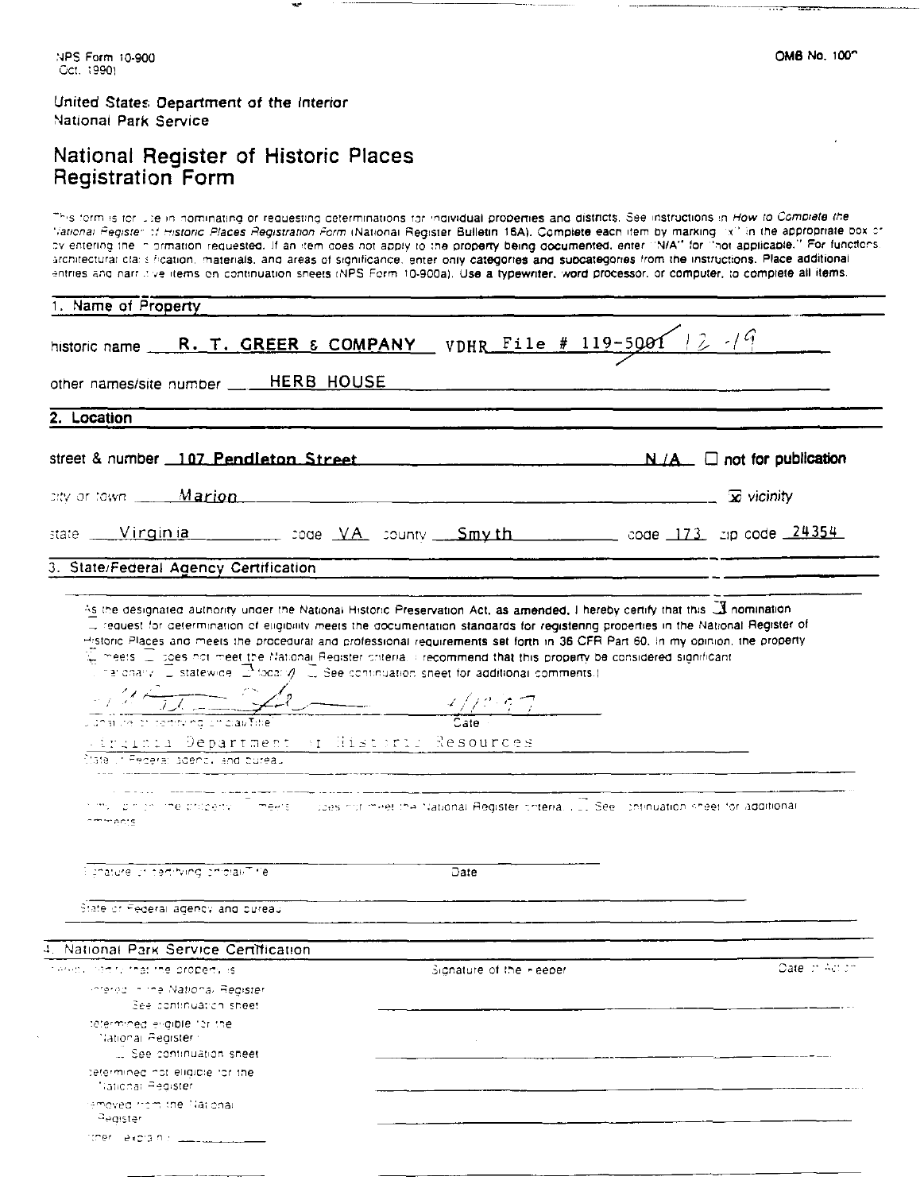NPS Form 10-900
Oct. 1990)

OMB No. 1002

United States Department of the Interior
National Park Service

# National Register of Historic Places Registration Form

This form is for use in nominating or requesting determinations for individual properties and districts. See instructions in *How to Complete the National Register of Historic Places Registration Form* (National Register Bulletin 16A). Complete each item by marking "x" in the appropriate box or by entering the information requested. If an item does not apply to the property being documented, enter "N/A" for "not applicable." For functions, architectural classification, materials, and areas of significance, enter only categories and subcategories from the instructions. Place additional entries and narrative items on continuation sheets (NPS Form 10-900a). Use a typewriter, word processor, or computer, to complete all items.

## 1. Name of Property

historic name R. T. GREER & COMPANY VDHR File # 119-5001 12-19

other names/site number HERB HOUSE

## 2. Location

street & number 107 Pendleton Street N/A ☐ not for publication

city or town Marion ☒ vicinity

state Virginia code VA county Smyth code 173 zip code 24354

## 3. State/Federal Agency Certification

As the designated authority under the National Historic Preservation Act, as amended, I hereby certify that this ☒ nomination ☐ request for determination of eligibility meets the documentation standards for registering properties in the National Register of Historic Places and meets the procedural and professional requirements set forth in 36 CFR Part 60. In my opinion, the property ☒ meets ☐ does not meet the National Register criteria. I recommend that this property be considered significant ☐ nationally ☐ statewide ☒ locally. ☐ See continuation sheet for additional comments.)

_______________ 4/18/97
Signature of certifying official/Title Date

Virginia Department of Historic Resources
State or Federal agency and bureau

In my opinion, the property ☐ meets ☐ does not meet the National Register criteria. (☐ See continuation sheet for additional comments.)

_______________ Date
Signature of certifying official/Title

State or Federal agency and bureau

## 4. National Park Service Certification

I hereby certify that the property is: Signature of the Keeper Date of Action

☐ entered in the National Register
☐ See continuation sheet

☐ determined eligible for the National Register
☐ See continuation sheet

☐ determined not eligible for the National Register

☐ removed from the National Register

☐ other (explain): _______________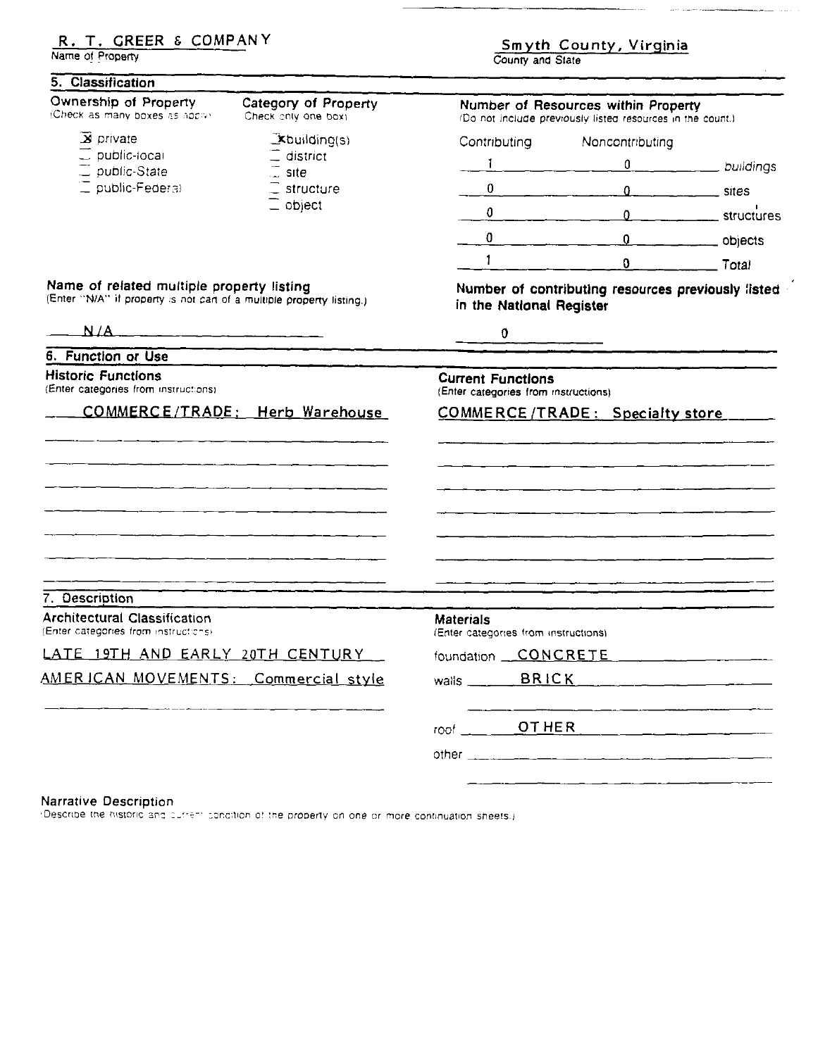**R. T. GREER & COMPANY**
Name of Property

**Smyth County, Virginia**
County and State

## 5. Classification

**Ownership of Property**
(Check as many boxes as apply)

- [x] private
- [ ] public-local
- [ ] public-State
- [ ] public-Federal

**Category of Property**
(Check only one box)

- [x] building(s)
- [ ] district
- [ ] site
- [ ] structure
- [ ] object

**Number of Resources within Property**
(Do not include previously listed resources in the count.)

| Contributing | Noncontributing | |
|---|---|---|
| 1 | 0 | buildings |
| 0 | 0 | sites |
| 0 | 0 | structures |
| 0 | 0 | objects |
| 1 | 0 | Total |

**Name of related multiple property listing**
(Enter "N/A" if property is not part of a multiple property listing.)

N/A

**Number of contributing resources previously listed in the National Register**

0

## 6. Function or Use

**Historic Functions**
(Enter categories from instructions)

COMMERCE/TRADE: Herb Warehouse

**Current Functions**
(Enter categories from instructions)

COMMERCE/TRADE: Specialty store

## 7. Description

**Architectural Classification**
(Enter categories from instructions)

LATE 19TH AND EARLY 20TH CENTURY AMERICAN MOVEMENTS: Commercial style

**Materials**
(Enter categories from instructions)

foundation CONCRETE

walls BRICK

roof OTHER

other

**Narrative Description**
(Describe the historic and current condition of the property on one or more continuation sheets.)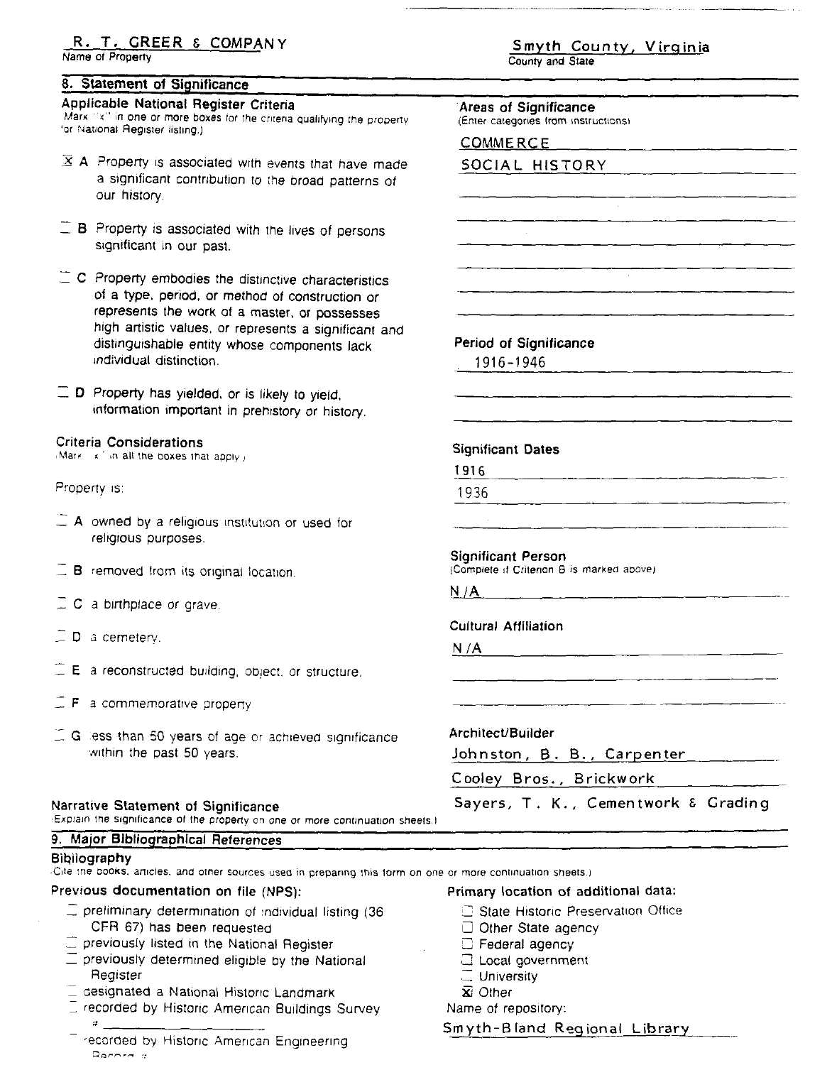R. T. GREER & COMPANY
Name of Property

Smyth County, Virginia
County and State

## 8. Statement of Significance

### Applicable National Register Criteria

(Mark "x" in one or more boxes for the criteria qualifying the property for National Register listing.)

- [x] **A** Property is associated with events that have made a significant contribution to the broad patterns of our history.
- [ ] **B** Property is associated with the lives of persons significant in our past.
- [ ] **C** Property embodies the distinctive characteristics of a type, period, or method of construction or represents the work of a master, or possesses high artistic values, or represents a significant and distinguishable entity whose components lack individual distinction.
- [ ] **D** Property has yielded, or is likely to yield, information important in prehistory or history.

### Criteria Considerations

(Mark "x" in all the boxes that apply.)

Property is:

- [ ] **A** owned by a religious institution or used for religious purposes.
- [ ] **B** removed from its original location.
- [ ] **C** a birthplace or grave.
- [ ] **D** a cemetery.
- [ ] **E** a reconstructed building, object, or structure.
- [ ] **F** a commemorative property.
- [ ] **G** less than 50 years of age or achieved significance within the past 50 years.

### Areas of Significance

(Enter categories from instructions)

COMMERCE
SOCIAL HISTORY

### Period of Significance

1916-1946

### Significant Dates

1916
1936

### Significant Person

(Complete if Criterion B is marked above)

N/A

### Cultural Affiliation

N/A

### Architect/Builder

Johnston, B. B., Carpenter
Cooley Bros., Brickwork
Sayers, T. K., Cementwork & Grading

### Narrative Statement of Significance

(Explain the significance of the property on one or more continuation sheets.)

## 9. Major Bibliographical References

### Bibliography

(Cite the books, articles, and other sources used in preparing this form on one or more continuation sheets.)

### Previous documentation on file (NPS):

- [ ] preliminary determination of individual listing (36 CFR 67) has been requested
- [ ] previously listed in the National Register
- [ ] previously determined eligible by the National Register
- [ ] designated a National Historic Landmark
- [ ] recorded by Historic American Buildings Survey # ____________
- [ ] recorded by Historic American Engineering Record #

### Primary location of additional data:

- [ ] State Historic Preservation Office
- [ ] Other State agency
- [ ] Federal agency
- [ ] Local government
- [ ] University
- [x] Other

Name of repository: Smyth-Bland Regional Library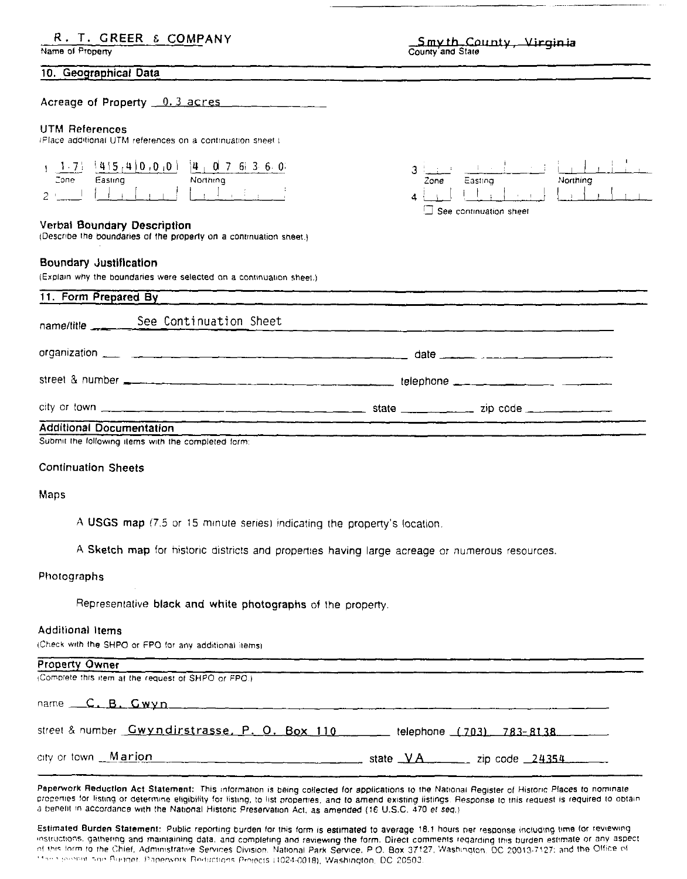R. T. GREER & COMPANY
Name of Property

Smyth County, Virginia
County and State

## 10. Geographical Data

Acreage of Property 0.3 acres

**UTM References**
(Place additional UTM references on a continuation sheet.)

| | Zone | Easting | Northing |
|---|---|---|---|
| 1 | 17 | 454000 | 4076360 |
| 2 | | | |
| 3 | | | |
| 4 | | | |

☐ See continuation sheet

**Verbal Boundary Description**
(Describe the boundaries of the property on a continuation sheet.)

**Boundary Justification**
(Explain why the boundaries were selected on a continuation sheet.)

## 11. Form Prepared By

name/title See Continuation Sheet

organization ________ date ________

street & number ________ telephone ________

city or town ________ state ________ zip code ________

## Additional Documentation

Submit the following items with the completed form:

**Continuation Sheets**

**Maps**

A **USGS map** (7.5 or 15 minute series) indicating the property's location.

A **Sketch map** for historic districts and properties having large acreage or numerous resources.

**Photographs**

Representative **black and white photographs** of the property.

**Additional Items**
(Check with the SHPO or FPO for any additional items)

## Property Owner

(Complete this item at the request of SHPO or FPO.)

name C. B. Gwyn

street & number Gwyndirstrasse, P. O. Box 110 telephone (703) 783-8138

city or town Marion state VA zip code 24354

**Paperwork Reduction Act Statement:** This information is being collected for applications to the National Register of Historic Places to nominate properties for listing or determine eligibility for listing, to list properties, and to amend existing listings. Response to this request is required to obtain a benefit in accordance with the National Historic Preservation Act, as amended (16 U.S.C. 470 *et seq.*)

**Estimated Burden Statement:** Public reporting burden for this form is estimated to average 18.1 hours per response including time for reviewing instructions, gathering and maintaining data, and completing and reviewing the form. Direct comments regarding this burden estimate or any aspect of this form to the Chief, Administrative Services Division, National Park Service, P.O. Box 37127, Washington, DC 20013-7127; and the Office of Management and Budget, Paperwork Reductions Projects (1024-0018), Washington, DC 20503.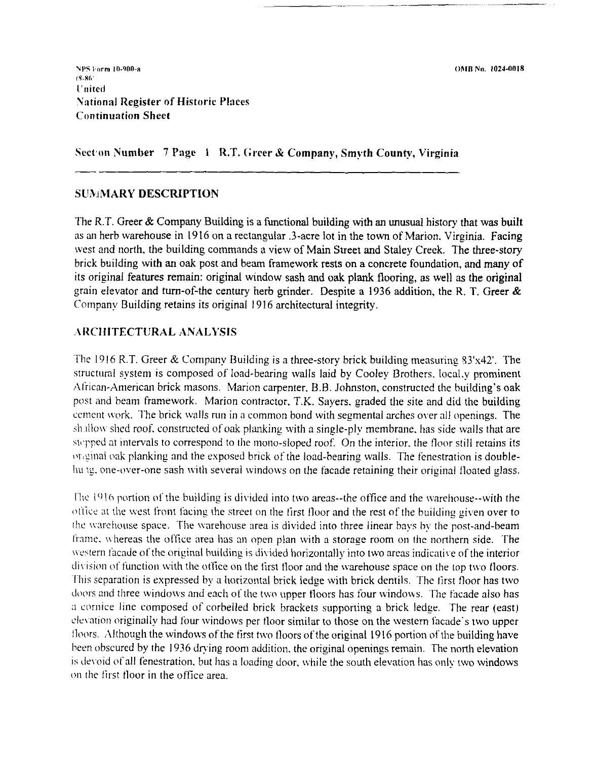NPS Form 10-900-a
(8-86)
United
National Register of Historic Places
Continuation Sheet

OMB No. 1024-0018

**Section Number 7 Page 1 R.T. Greer & Company, Smyth County, Virginia**

## SUMMARY DESCRIPTION

The R.T. Greer & Company Building is a functional building with an unusual history that was built as an herb warehouse in 1916 on a rectangular .3-acre lot in the town of Marion, Virginia. Facing west and north, the building commands a view of Main Street and Staley Creek. The three-story brick building with an oak post and beam framework rests on a concrete foundation, and many of its original features remain: original window sash and oak plank flooring, as well as the original grain elevator and turn-of-the century herb grinder. Despite a 1936 addition, the R. T. Greer & Company Building retains its original 1916 architectural integrity.

## ARCHITECTURAL ANALYSIS

The 1916 R.T. Greer & Company Building is a three-story brick building measuring 83'x42'. The structural system is composed of load-bearing walls laid by Cooley Brothers, locally prominent African-American brick masons. Marion carpenter, B.B. Johnston, constructed the building's oak post and beam framework. Marion contractor, T.K. Sayers, graded the site and did the building cement work. The brick walls run in a common bond with segmental arches over all openings. The shallow shed roof, constructed of oak planking with a single-ply membrane, has side walls that are stepped at intervals to correspond to the mono-sloped roof. On the interior, the floor still retains its original oak planking and the exposed brick of the load-bearing walls. The fenestration is double-hung, one-over-one sash with several windows on the facade retaining their original floated glass.

The 1916 portion of the building is divided into two areas--the office and the warehouse--with the office at the west front facing the street on the first floor and the rest of the building given over to the warehouse space. The warehouse area is divided into three linear bays by the post-and-beam frame, whereas the office area has an open plan with a storage room on the northern side. The western facade of the original building is divided horizontally into two areas indicative of the interior division of function with the office on the first floor and the warehouse space on the top two floors. This separation is expressed by a horizontal brick ledge with brick dentils. The first floor has two doors and three windows and each of the two upper floors has four windows. The facade also has a cornice line composed of corbelled brick brackets supporting a brick ledge. The rear (east) elevation originally had four windows per floor similar to those on the western facade's two upper floors. Although the windows of the first two floors of the original 1916 portion of the building have been obscured by the 1936 drying room addition, the original openings remain. The north elevation is devoid of all fenestration, but has a loading door, while the south elevation has only two windows on the first floor in the office area.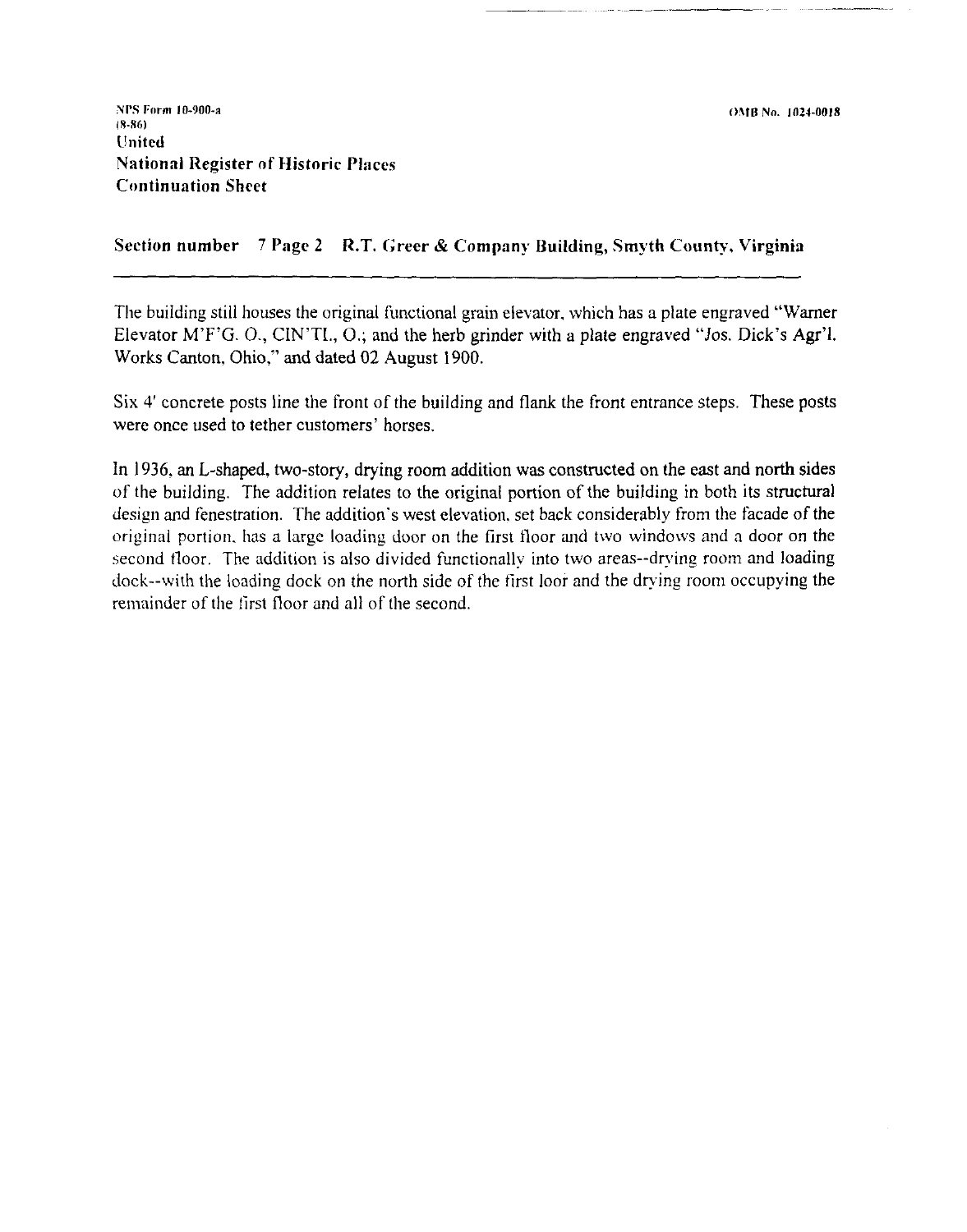NPS Form 10-900-a
(8-86)
United
National Register of Historic Places
Continuation Sheet

OMB No. 1024-0018

**Section number 7 Page 2 R.T. Greer & Company Building, Smyth County, Virginia**

The building still houses the original functional grain elevator, which has a plate engraved "Warner Elevator M'F'G. O., CIN'TI., O.; and the herb grinder with a plate engraved "Jos. Dick's Agr'l. Works Canton, Ohio," and dated 02 August 1900.

Six 4' concrete posts line the front of the building and flank the front entrance steps. These posts were once used to tether customers' horses.

In 1936, an L-shaped, two-story, drying room addition was constructed on the east and north sides of the building. The addition relates to the original portion of the building in both its structural design and fenestration. The addition's west elevation, set back considerably from the facade of the original portion, has a large loading door on the first floor and two windows and a door on the second floor. The addition is also divided functionally into two areas--drying room and loading dock--with the loading dock on the north side of the first loor and the drying room occupying the remainder of the first floor and all of the second.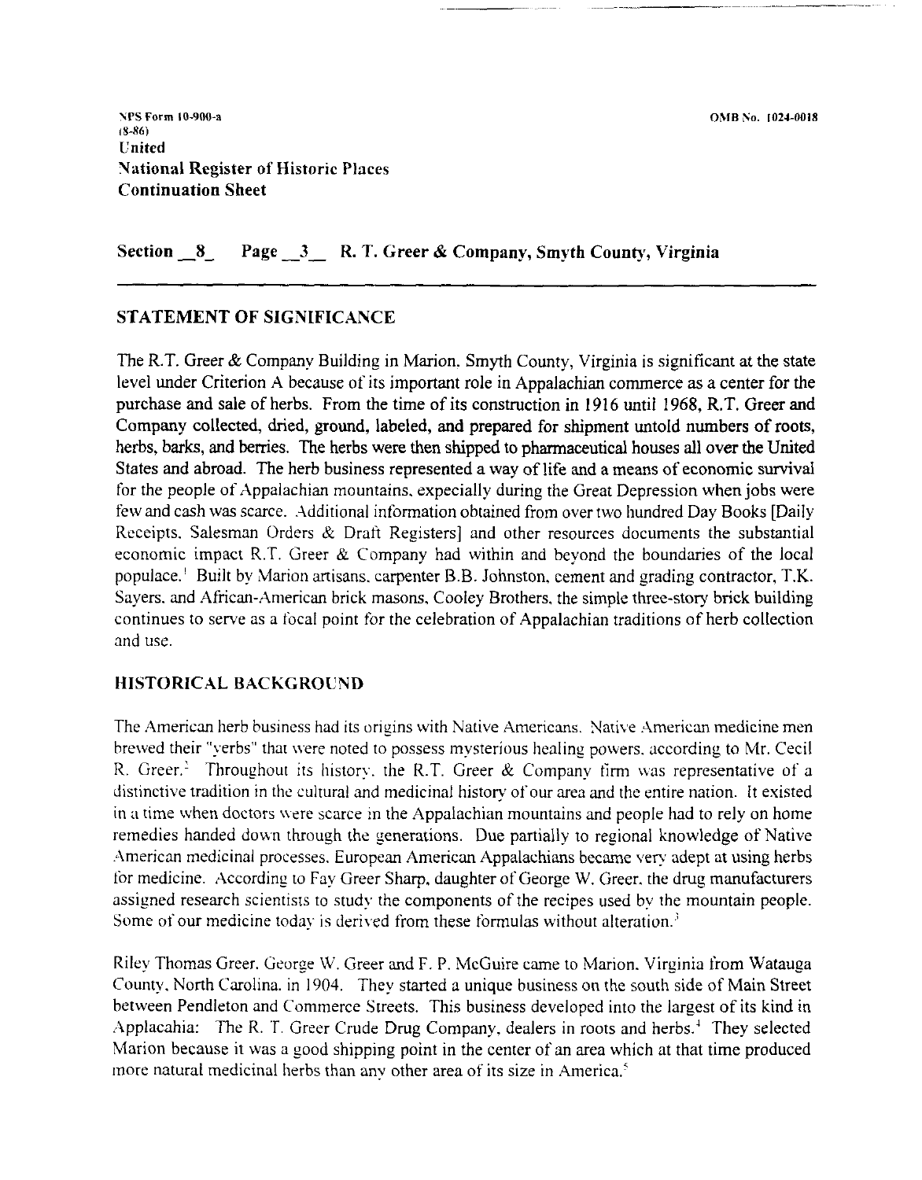NPS Form 10-900-a
(8-86)
United
National Register of Historic Places
Continuation Sheet

OMB No. 1024-0018

**Section _8_ Page _3_ R. T. Greer & Company, Smyth County, Virginia**

## STATEMENT OF SIGNIFICANCE

The R.T. Greer & Company Building in Marion. Smyth County, Virginia is significant at the state level under Criterion A because of its important role in Appalachian commerce as a center for the purchase and sale of herbs. From the time of its construction in 1916 until 1968, R.T. Greer and Company collected, dried, ground, labeled, and prepared for shipment untold numbers of roots, herbs, barks, and berries. The herbs were then shipped to pharmaceutical houses all over the United States and abroad. The herb business represented a way of life and a means of economic survival for the people of Appalachian mountains, expecially during the Great Depression when jobs were few and cash was scarce. Additional information obtained from over two hundred Day Books [Daily Receipts, Salesman Orders & Draft Registers] and other resources documents the substantial economic impact R.T. Greer & Company had within and beyond the boundaries of the local populace.[1] Built by Marion artisans, carpenter B.B. Johnston, cement and grading contractor, T.K. Sayers, and African-American brick masons, Cooley Brothers, the simple three-story brick building continues to serve as a focal point for the celebration of Appalachian traditions of herb collection and use.

## HISTORICAL BACKGROUND

The American herb business had its origins with Native Americans. Native American medicine men brewed their "yerbs" that were noted to possess mysterious healing powers, according to Mr. Cecil R. Greer.[2] Throughout its history, the R.T. Greer & Company firm was representative of a distinctive tradition in the cultural and medicinal history of our area and the entire nation. It existed in a time when doctors were scarce in the Appalachian mountains and people had to rely on home remedies handed down through the generations. Due partially to regional knowledge of Native American medicinal processes, European American Appalachians became very adept at using herbs for medicine. According to Fay Greer Sharp, daughter of George W. Greer, the drug manufacturers assigned research scientists to study the components of the recipes used by the mountain people. Some of our medicine today is derived from these formulas without alteration.[3]

Riley Thomas Greer, George W. Greer and F. P. McGuire came to Marion, Virginia from Watauga County, North Carolina, in 1904. They started a unique business on the south side of Main Street between Pendleton and Commerce Streets. This business developed into the largest of its kind in Applacahia: The R. T. Greer Crude Drug Company, dealers in roots and herbs.[4] They selected Marion because it was a good shipping point in the center of an area which at that time produced more natural medicinal herbs than any other area of its size in America.[5]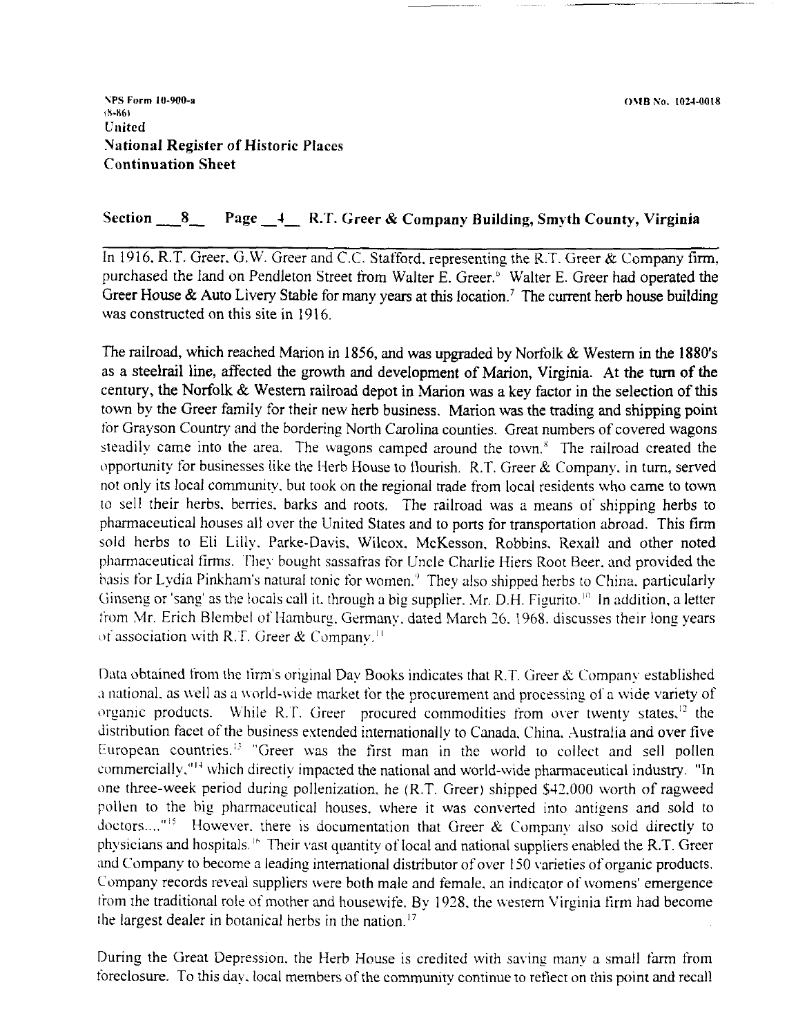Section 8 Page 4 R.T. Greer & Company Building, Smyth County, Virginia

In 1916, R.T. Greer, G.W. Greer and C.C. Stafford, representing the R.T. Greer & Company firm, purchased the land on Pendleton Street from Walter E. Greer.[6] Walter E. Greer had operated the Greer House & Auto Livery Stable for many years at this location.[7] The current herb house building was constructed on this site in 1916.

The railroad, which reached Marion in 1856, and was upgraded by Norfolk & Western in the 1880's as a steelrail line, affected the growth and development of Marion, Virginia. At the turn of the century, the Norfolk & Western railroad depot in Marion was a key factor in the selection of this town by the Greer family for their new herb business. Marion was the trading and shipping point for Grayson Country and the bordering North Carolina counties. Great numbers of covered wagons steadily came into the area. The wagons camped around the town.[8] The railroad created the opportunity for businesses like the Herb House to flourish. R.T. Greer & Company, in turn, served not only its local community, but took on the regional trade from local residents who came to town to sell their herbs, berries, barks and roots. The railroad was a means of shipping herbs to pharmaceutical houses all over the United States and to ports for transportation abroad. This firm sold herbs to Eli Lilly, Parke-Davis, Wilcox, McKesson, Robbins, Rexall and other noted pharmaceutical firms. They bought sassafras for Uncle Charlie Hiers Root Beer, and provided the basis for Lydia Pinkham's natural tonic for women.[9] They also shipped herbs to China, particularly Ginseng or 'sang' as the locals call it, through a big supplier, Mr. D.H. Figurito.[10] In addition, a letter from Mr. Erich Blembel of Hamburg, Germany, dated March 26, 1968, discusses their long years of association with R.T. Greer & Company.[11]

Data obtained from the firm's original Day Books indicates that R.T. Greer & Company established a national, as well as a world-wide market for the procurement and processing of a wide variety of organic products. While R.T. Greer procured commodities from over twenty states,[12] the distribution facet of the business extended internationally to Canada, China, Australia and over five European countries.[13] "Greer was the first man in the world to collect and sell pollen commercially,"[14] which directly impacted the national and world-wide pharmaceutical industry. "In one three-week period during pollenization, he (R.T. Greer) shipped $42,000 worth of ragweed pollen to the big pharmaceutical houses, where it was converted into antigens and sold to doctors...."[15] However, there is documentation that Greer & Company also sold directly to physicians and hospitals.[16] Their vast quantity of local and national suppliers enabled the R.T. Greer and Company to become a leading international distributor of over 150 varieties of organic products. Company records reveal suppliers were both male and female, an indicator of womens' emergence from the traditional role of mother and housewife. By 1928, the western Virginia firm had become the largest dealer in botanical herbs in the nation.[17]

During the Great Depression, the Herb House is credited with saving many a small farm from foreclosure. To this day, local members of the community continue to reflect on this point and recall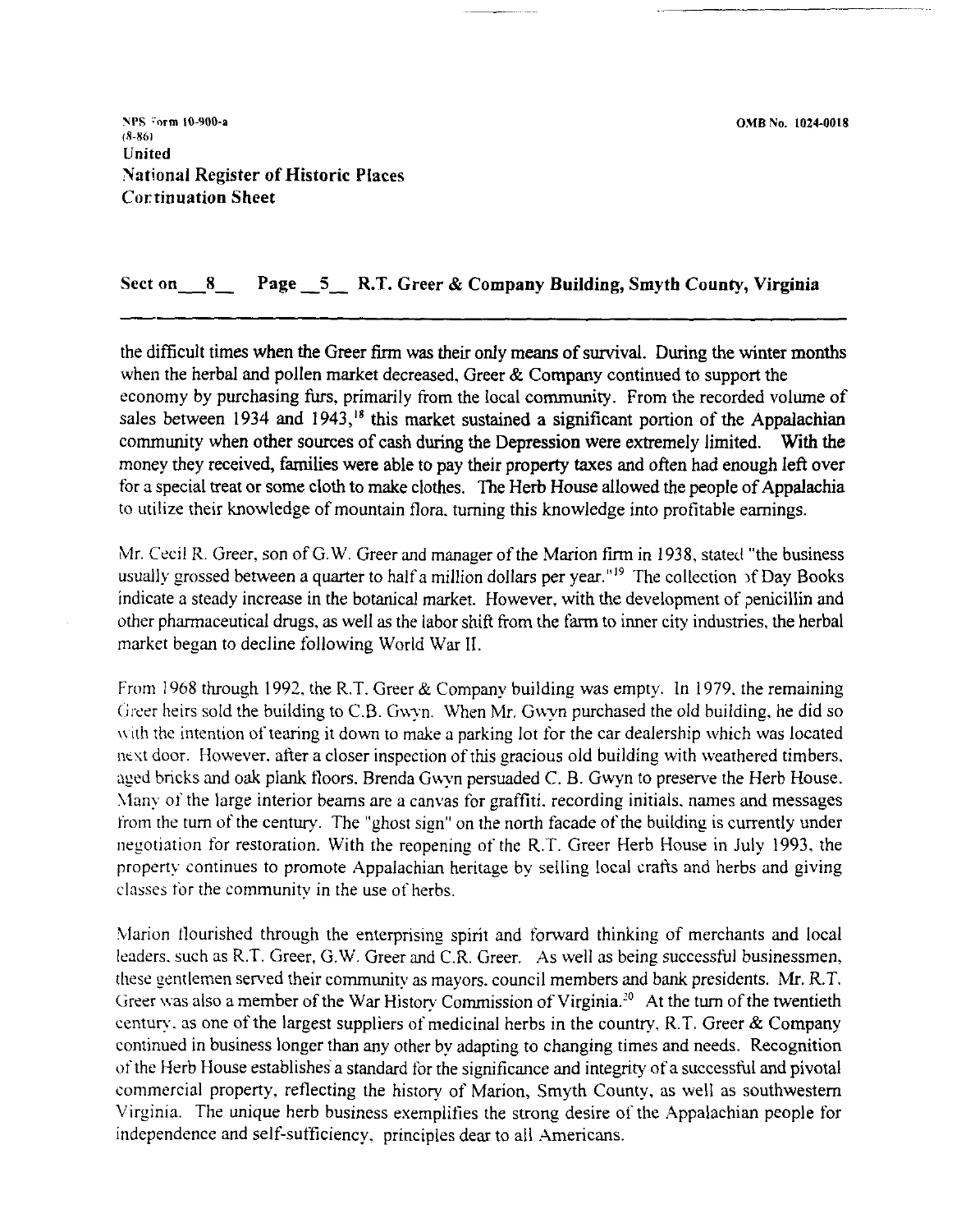NPS Form 10-900-a
(8-86)
United
National Register of Historic Places
Continuation Sheet

OMB No. 1024-0018

Section 8 Page 5 R.T. Greer & Company Building, Smyth County, Virginia

---

the difficult times when the Greer firm was their only means of survival. During the winter months when the herbal and pollen market decreased, Greer & Company continued to support the economy by purchasing furs, primarily from the local community. From the recorded volume of sales between 1934 and 1943,[18] this market sustained a significant portion of the Appalachian community when other sources of cash during the Depression were extremely limited. With the money they received, families were able to pay their property taxes and often had enough left over for a special treat or some cloth to make clothes. The Herb House allowed the people of Appalachia to utilize their knowledge of mountain flora, turning this knowledge into profitable earnings.

Mr. Cecil R. Greer, son of G.W. Greer and manager of the Marion firm in 1938, stated "the business usually grossed between a quarter to half a million dollars per year."[19] The collection of Day Books indicate a steady increase in the botanical market. However, with the development of penicillin and other pharmaceutical drugs, as well as the labor shift from the farm to inner city industries, the herbal market began to decline following World War II.

From 1968 through 1992, the R.T. Greer & Company building was empty. In 1979, the remaining Greer heirs sold the building to C.B. Gwyn. When Mr. Gwyn purchased the old building, he did so with the intention of tearing it down to make a parking lot for the car dealership which was located next door. However, after a closer inspection of this gracious old building with weathered timbers, aged bricks and oak plank floors, Brenda Gwyn persuaded C. B. Gwyn to preserve the Herb House. Many of the large interior beams are a canvas for graffiti, recording initials, names and messages from the turn of the century. The "ghost sign" on the north facade of the building is currently under negotiation for restoration. With the reopening of the R.T. Greer Herb House in July 1993, the property continues to promote Appalachian heritage by selling local crafts and herbs and giving classes for the community in the use of herbs.

Marion flourished through the enterprising spirit and forward thinking of merchants and local leaders, such as R.T. Greer, G.W. Greer and C.R. Greer. As well as being successful businessmen, these gentlemen served their community as mayors, council members and bank presidents. Mr. R.T. Greer was also a member of the War History Commission of Virginia.[20] At the turn of the twentieth century, as one of the largest suppliers of medicinal herbs in the country, R.T. Greer & Company continued in business longer than any other by adapting to changing times and needs. Recognition of the Herb House establishes a standard for the significance and integrity of a successful and pivotal commercial property, reflecting the history of Marion, Smyth County, as well as southwestern Virginia. The unique herb business exemplifies the strong desire of the Appalachian people for independence and self-sufficiency, principles dear to all Americans.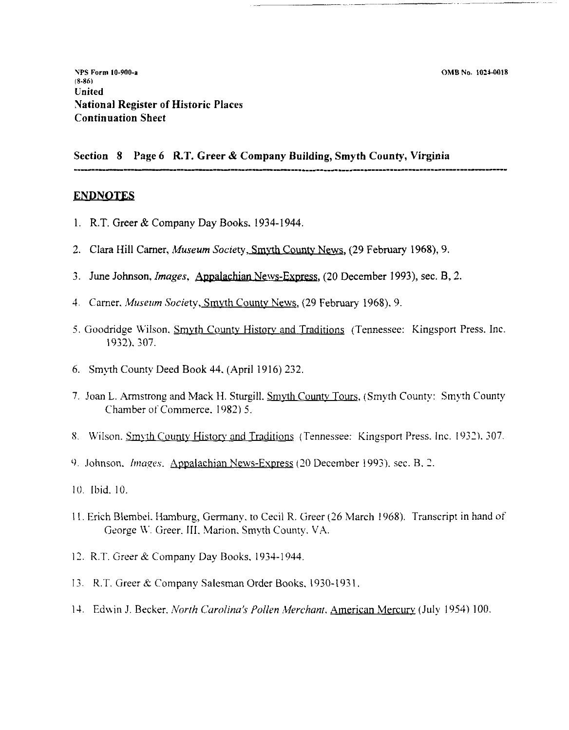Section 8 Page 6 R.T. Greer & Company Building, Smyth County, Virginia

## ENDNOTES

1. R.T. Greer & Company Day Books, 1934-1944.
2. Clara Hill Carner, *Museum Society*, Smyth County News, (29 February 1968), 9.
3. June Johnson, *Images*, Appalachian News-Express, (20 December 1993), sec. B, 2.
4. Carner, *Museum Society*, Smyth County News, (29 February 1968), 9.
5. Goodridge Wilson, Smyth County History and Traditions (Tennessee: Kingsport Press, Inc. 1932), 307.
6. Smyth County Deed Book 44, (April 1916) 232.
7. Joan L. Armstrong and Mack H. Sturgill, Smyth County Tours, (Smyth County: Smyth County Chamber of Commerce, 1982) 5.
8. Wilson, Smyth County History and Traditions (Tennessee: Kingsport Press, Inc. 1932), 307.
9. Johnson, *Images*, Appalachian News-Express (20 December 1993), sec. B, 2.
10. Ibid. 10.
11. Erich Blembel, Hamburg, Germany, to Cecil R. Greer (26 March 1968). Transcript in hand of George W. Greer, III, Marion, Smyth County, VA.
12. R.T. Greer & Company Day Books, 1934-1944.
13. R.T. Greer & Company Salesman Order Books, 1930-1931.
14. Edwin J. Becker, *North Carolina's Pollen Merchant*, American Mercury (July 1954) 100.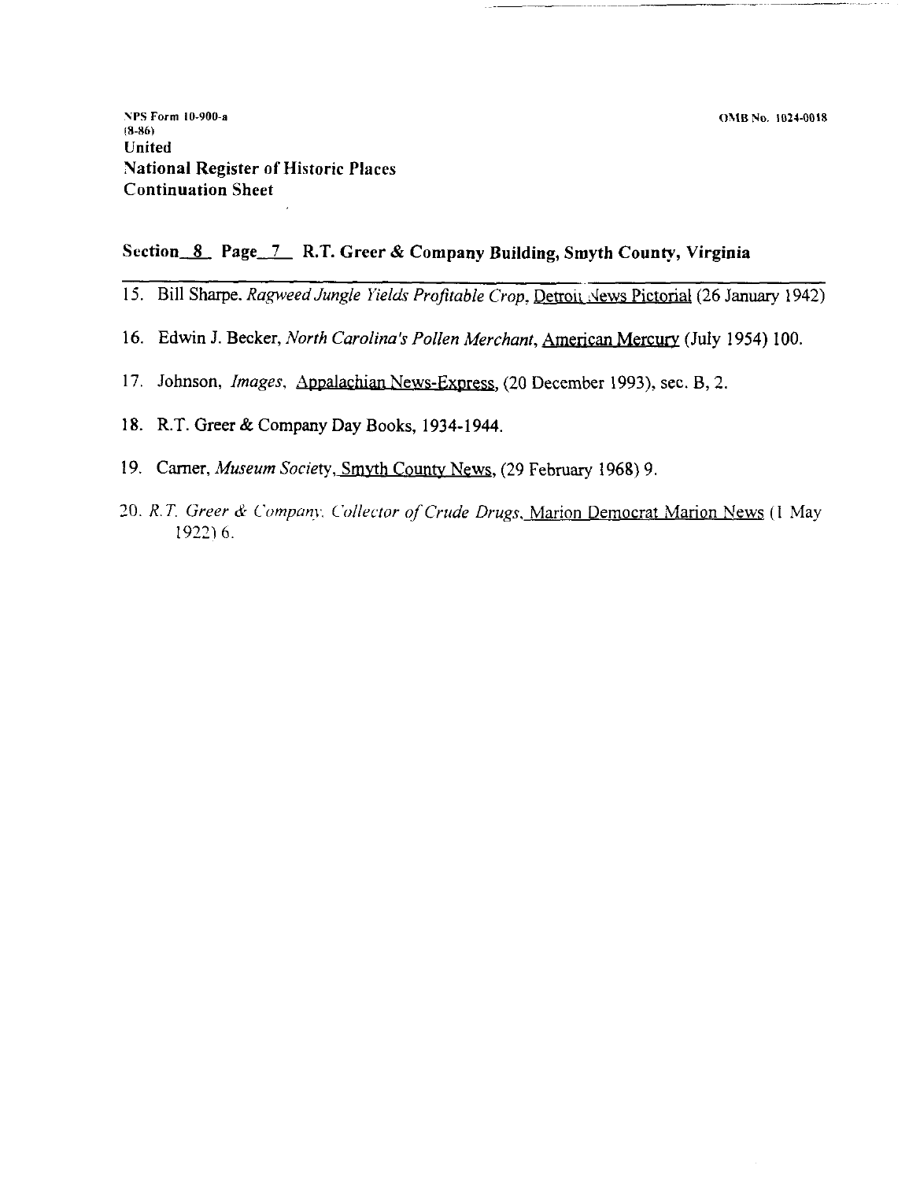NPS Form 10-900-a
(8-86)
United
National Register of Historic Places
Continuation Sheet

OMB No. 1024-0018

**Section 8 Page 7 R.T. Greer & Company Building, Smyth County, Virginia**

15. Bill Sharpe. *Ragweed Jungle Yields Profitable Crop*, Detroit News Pictorial (26 January 1942)

16. Edwin J. Becker, *North Carolina's Pollen Merchant*, American Mercury (July 1954) 100.

17. Johnson, *Images*, Appalachian News-Express, (20 December 1993), sec. B, 2.

18. R.T. Greer & Company Day Books, 1934-1944.

19. Carner, *Museum Society*, Smyth County News, (29 February 1968) 9.

20. *R.T. Greer & Company. Collector of Crude Drugs*, Marion Democrat Marion News (1 May 1922) 6.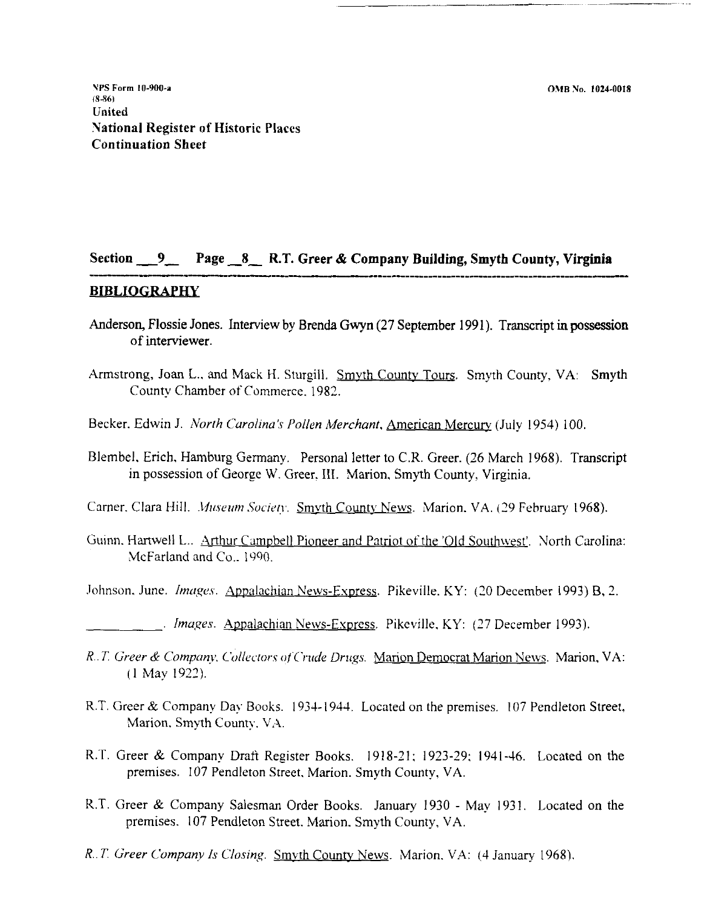**Section \_\_9\_\_ Page \_8\_ R.T. Greer & Company Building, Smyth County, Virginia**

## BIBLIOGRAPHY

Anderson, Flossie Jones. Interview by Brenda Gwyn (27 September 1991). Transcript in possession of interviewer.

Armstrong, Joan L., and Mack H. Sturgill. <u>Smyth County Tours</u>. Smyth County, VA: Smyth County Chamber of Commerce. 1982.

Becker. Edwin J. *North Carolina's Pollen Merchant*. <u>American Mercury</u> (July 1954) 100.

Blembel, Erich, Hamburg Germany. Personal letter to C.R. Greer. (26 March 1968). Transcript in possession of George W. Greer, III. Marion, Smyth County, Virginia.

Carner. Clara Hill. *Museum Society*. <u>Smyth County News</u>. Marion. VA. (29 February 1968).

Guinn. Hartwell L.. <u>Arthur Campbell Pioneer and Patriot of the 'Old Southwest'</u>. North Carolina: McFarland and Co.. 1990.

Johnson. June. *Images*. <u>Appalachian News-Express</u>. Pikeville. KY: (20 December 1993) B, 2.

\_\_\_\_\_\_\_\_\_\_. *Images*. <u>Appalachian News-Express</u>. Pikeville, KY: (27 December 1993).

*R. T. Greer & Company, Collectors of Crude Drugs*. <u>Marion Democrat Marion News</u>. Marion, VA: (1 May 1922).

R.T. Greer & Company Day Books. 1934-1944. Located on the premises. 107 Pendleton Street, Marion. Smyth County. VA.

R.T. Greer & Company Draft Register Books. 1918-21; 1923-29; 1941-46. Located on the premises. 107 Pendleton Street, Marion. Smyth County, VA.

R.T. Greer & Company Salesman Order Books. January 1930 - May 1931. Located on the premises. 107 Pendleton Street. Marion. Smyth County, VA.

*R. T. Greer Company Is Closing*. <u>Smyth County News</u>. Marion. VA: (4 January 1968).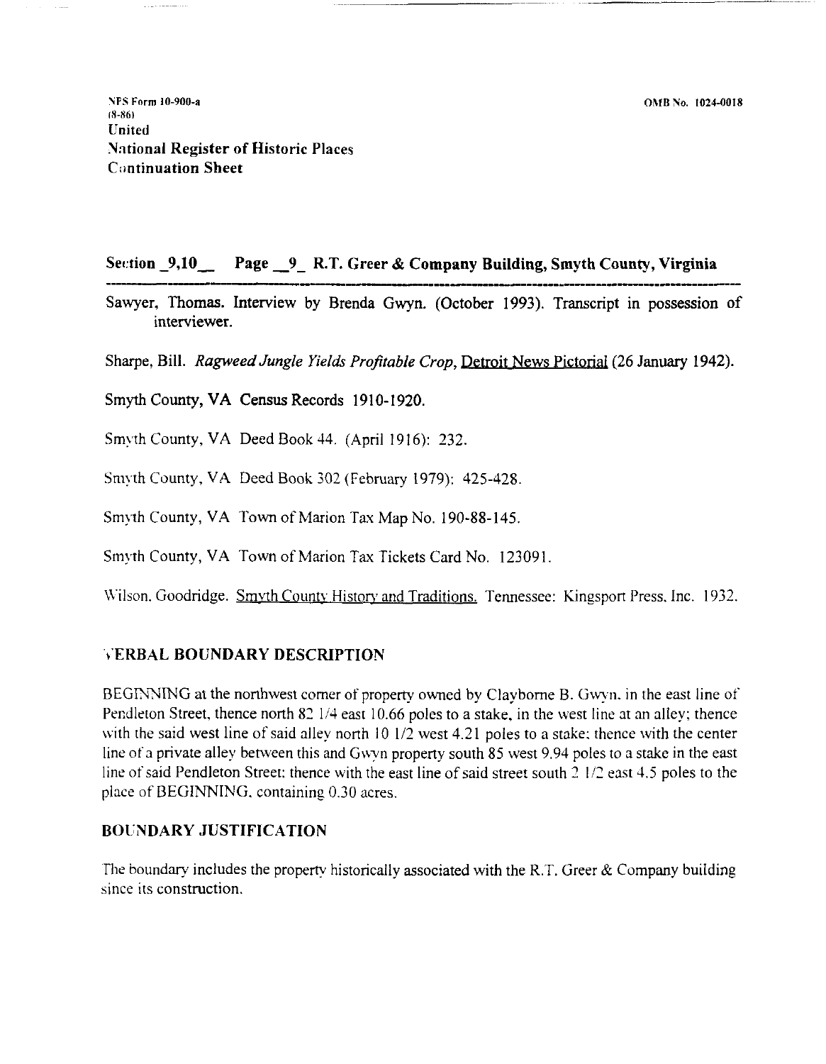NPS Form 10-900-a
(8-86)
United
National Register of Historic Places
Continuation Sheet

OMB No. 1024-0018

**Section _9,10__ Page _9_ R.T. Greer & Company Building, Smyth County, Virginia**

Sawyer, Thomas. Interview by Brenda Gwyn. (October 1993). Transcript in possession of interviewer.

Sharpe, Bill. *Ragweed Jungle Yields Profitable Crop*, Detroit News Pictorial (26 January 1942).

Smyth County, VA Census Records 1910-1920.

Smyth County, VA Deed Book 44. (April 1916): 232.

Smyth County, VA Deed Book 302 (February 1979): 425-428.

Smyth County, VA Town of Marion Tax Map No. 190-88-145.

Smyth County, VA Town of Marion Tax Tickets Card No. 123091.

Wilson, Goodridge. Smyth County History and Traditions. Tennessee: Kingsport Press, Inc. 1932.

## VERBAL BOUNDARY DESCRIPTION

BEGINNING at the northwest corner of property owned by Clayborne B. Gwyn, in the east line of Pendleton Street, thence north 82 1/4 east 10.66 poles to a stake, in the west line at an alley; thence with the said west line of said alley north 10 1/2 west 4.21 poles to a stake; thence with the center line of a private alley between this and Gwyn property south 85 west 9.94 poles to a stake in the east line of said Pendleton Street; thence with the east line of said street south 2 1/2 east 4.5 poles to the place of BEGINNING, containing 0.30 acres.

## BOUNDARY JUSTIFICATION

The boundary includes the property historically associated with the R.T. Greer & Company building since its construction.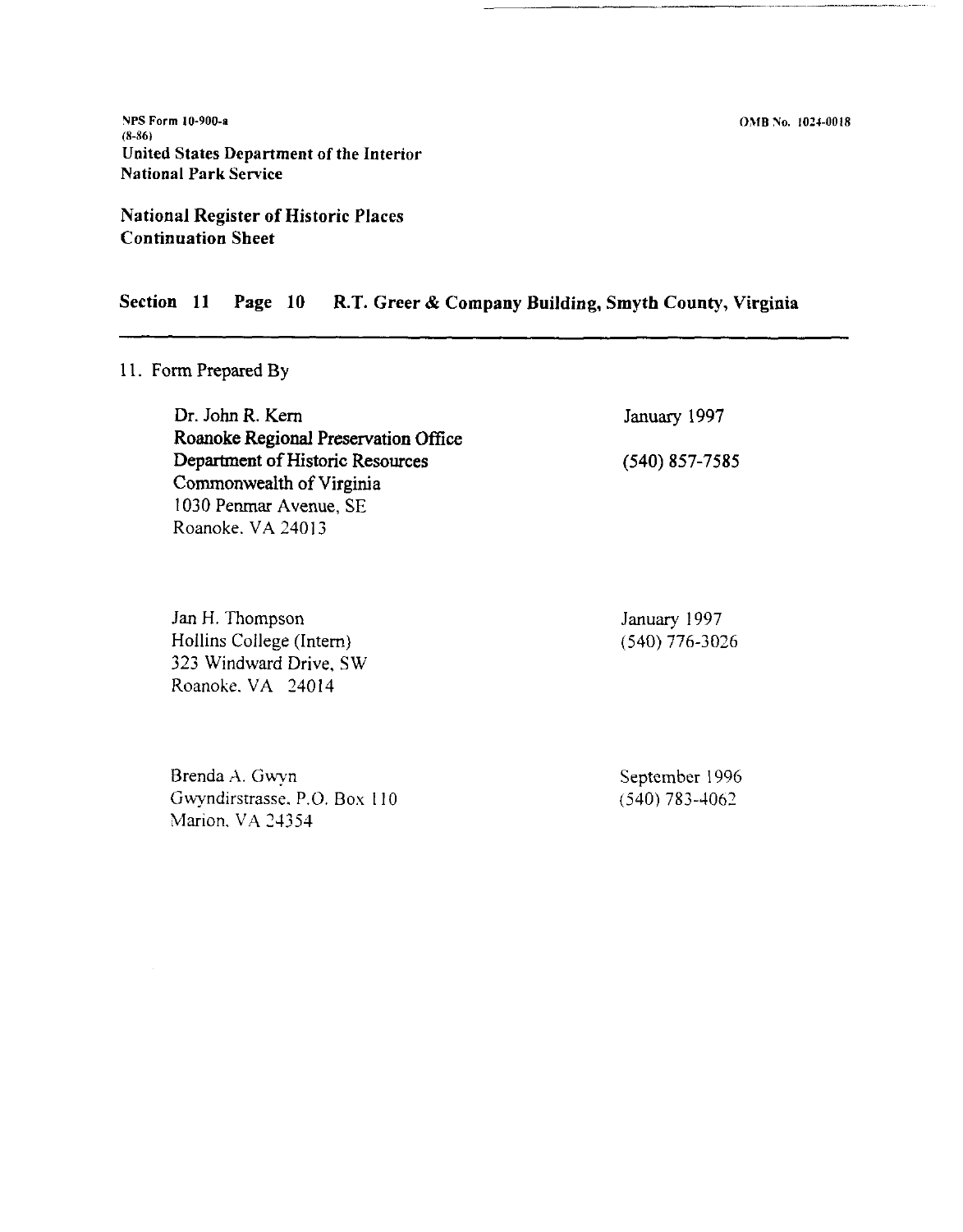NPS Form 10-900-a
(8-86)
United States Department of the Interior
National Park Service

OMB No. 1024-0018

**National Register of Historic Places**
**Continuation Sheet**

**Section 11 Page 10 R.T. Greer & Company Building, Smyth County, Virginia**

11. Form Prepared By

| | |
|---|---|
| Dr. John R. Kern<br>Roanoke Regional Preservation Office<br>Department of Historic Resources<br>Commonwealth of Virginia<br>1030 Penmar Avenue, SE<br>Roanoke, VA 24013 | January 1997<br><br>(540) 857-7585 |
| Jan H. Thompson<br>Hollins College (Intern)<br>323 Windward Drive, SW<br>Roanoke, VA 24014 | January 1997<br>(540) 776-3026 |
| Brenda A. Gwyn<br>Gwyndirstrasse, P.O. Box 110<br>Marion, VA 24354 | September 1996<br>(540) 783-4062 |